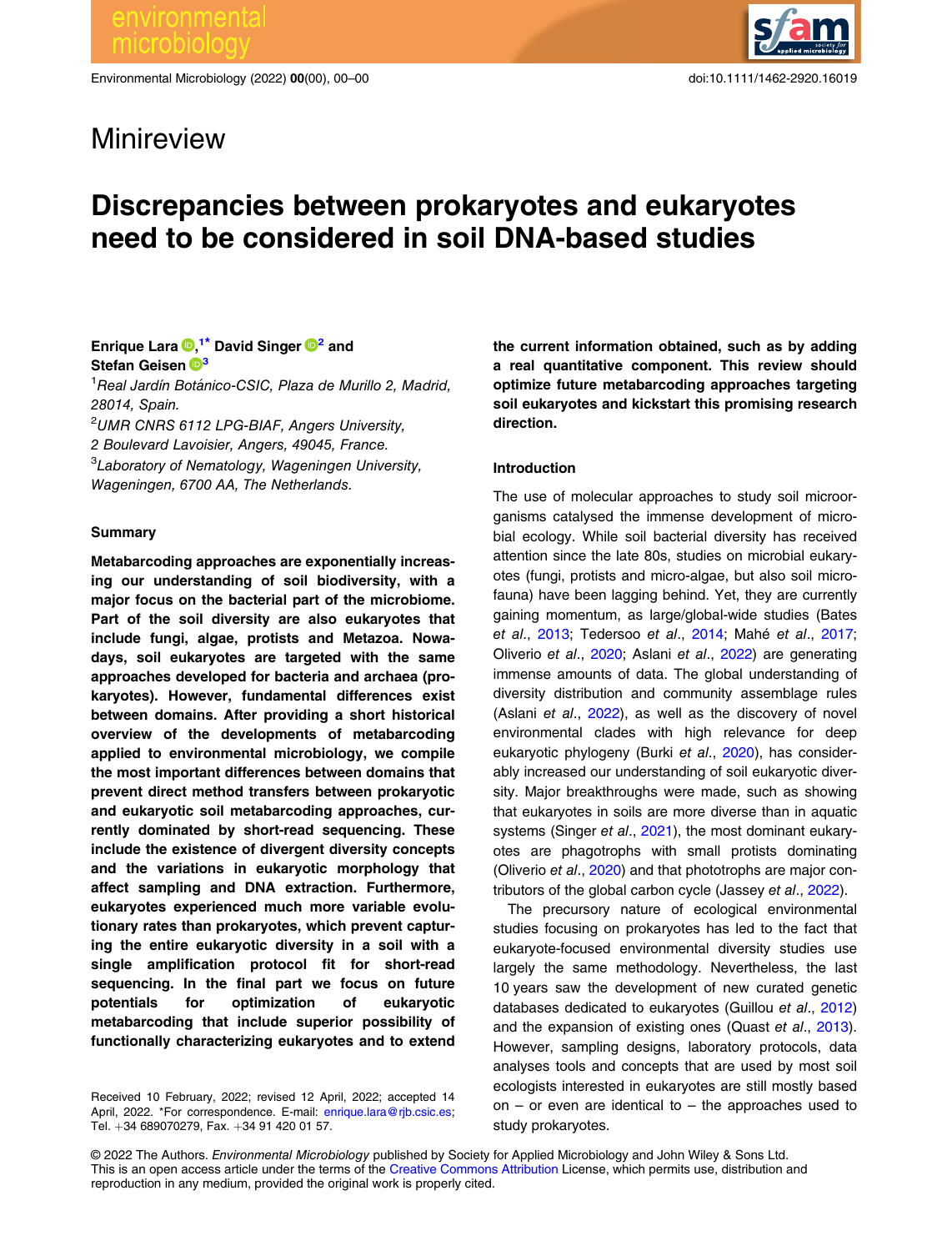Minireview

# Discrepancies between prokaryotes and eukaryotes need to be considered in soil DNA-based studies

Enrique Lara[1*], David Singer[2] and Stefan Geisen[3]

[1]Real Jardín Botánico-CSIC, Plaza de Murillo 2, Madrid, 28014, Spain.
[2]UMR CNRS 6112 LPG-BIAF, Angers University, 2 Boulevard Lavoisier, Angers, 49045, France.
[3]Laboratory of Nematology, Wageningen University, Wageningen, 6700 AA, The Netherlands.

## Summary

**Metabarcoding approaches are exponentially increasing our understanding of soil biodiversity, with a major focus on the bacterial part of the microbiome. Part of the soil diversity are also eukaryotes that include fungi, algae, protists and Metazoa. Nowadays, soil eukaryotes are targeted with the same approaches developed for bacteria and archaea (prokaryotes). However, fundamental differences exist between domains. After providing a short historical overview of the developments of metabarcoding applied to environmental microbiology, we compile the most important differences between domains that prevent direct method transfers between prokaryotic and eukaryotic soil metabarcoding approaches, currently dominated by short-read sequencing. These include the existence of divergent diversity concepts and the variations in eukaryotic morphology that affect sampling and DNA extraction. Furthermore, eukaryotes experienced much more variable evolutionary rates than prokaryotes, which prevent capturing the entire eukaryotic diversity in a soil with a single amplification protocol fit for short-read sequencing. In the final part we focus on future potentials for optimization of eukaryotic metabarcoding that include superior possibility of functionally characterizing eukaryotes and to extend the current information obtained, such as by adding a real quantitative component. This review should optimize future metabarcoding approaches targeting soil eukaryotes and kickstart this promising research direction.**

Received 10 February, 2022; revised 12 April, 2022; accepted 14 April, 2022. *For correspondence. E-mail: enrique.lara@rjb.csic.es; Tel. +34 689070279, Fax. +34 91 420 01 57.

## Introduction

The use of molecular approaches to study soil microorganisms catalysed the immense development of microbial ecology. While soil bacterial diversity has received attention since the late 80s, studies on microbial eukaryotes (fungi, protists and micro-algae, but also soil microfauna) have been lagging behind. Yet, they are currently gaining momentum, as large/global-wide studies (Bates *et al*., 2013; Tedersoo *et al*., 2014; Mahé *et al*., 2017; Oliverio *et al*., 2020; Aslani *et al*., 2022) are generating immense amounts of data. The global understanding of diversity distribution and community assemblage rules (Aslani *et al*., 2022), as well as the discovery of novel environmental clades with high relevance for deep eukaryotic phylogeny (Burki *et al*., 2020), has considerably increased our understanding of soil eukaryotic diversity. Major breakthroughs were made, such as showing that eukaryotes in soils are more diverse than in aquatic systems (Singer *et al*., 2021), the most dominant eukaryotes are phagotrophs with small protists dominating (Oliverio *et al*., 2020) and that phototrophs are major contributors of the global carbon cycle (Jassey *et al*., 2022).

The precursory nature of ecological environmental studies focusing on prokaryotes has led to the fact that eukaryote-focused environmental diversity studies use largely the same methodology. Nevertheless, the last 10 years saw the development of new curated genetic databases dedicated to eukaryotes (Guillou *et al*., 2012) and the expansion of existing ones (Quast *et al*., 2013). However, sampling designs, laboratory protocols, data analyses tools and concepts that are used by most soil ecologists interested in eukaryotes are still mostly based on – or even are identical to – the approaches used to study prokaryotes.

© 2022 The Authors. *Environmental Microbiology* published by Society for Applied Microbiology and John Wiley & Sons Ltd. This is an open access article under the terms of the Creative Commons Attribution License, which permits use, distribution and reproduction in any medium, provided the original work is properly cited.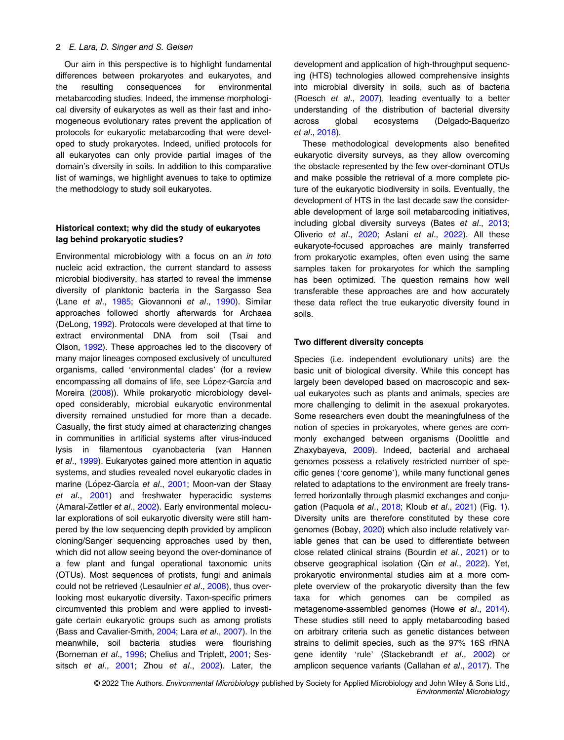Our aim in this perspective is to highlight fundamental differences between prokaryotes and eukaryotes, and the resulting consequences for environmental metabarcoding studies. Indeed, the immense morphological diversity of eukaryotes as well as their fast and inhomogeneous evolutionary rates prevent the application of protocols for eukaryotic metabarcoding that were developed to study prokaryotes. Indeed, unified protocols for all eukaryotes can only provide partial images of the domain's diversity in soils. In addition to this comparative list of warnings, we highlight avenues to take to optimize the methodology to study soil eukaryotes.

## Historical context; why did the study of eukaryotes lag behind prokaryotic studies?

Environmental microbiology with a focus on an *in toto* nucleic acid extraction, the current standard to assess microbial biodiversity, has started to reveal the immense diversity of planktonic bacteria in the Sargasso Sea (Lane *et al*., 1985; Giovannoni *et al*., 1990). Similar approaches followed shortly afterwards for Archaea (DeLong, 1992). Protocols were developed at that time to extract environmental DNA from soil (Tsai and Olson, 1992). These approaches led to the discovery of many major lineages composed exclusively of uncultured organisms, called 'environmental clades' (for a review encompassing all domains of life, see López-García and Moreira (2008)). While prokaryotic microbiology developed considerably, microbial eukaryotic environmental diversity remained unstudied for more than a decade. Casually, the first study aimed at characterizing changes in communities in artificial systems after virus-induced lysis in filamentous cyanobacteria (van Hannen *et al*., 1999). Eukaryotes gained more attention in aquatic systems, and studies revealed novel eukaryotic clades in marine (López-García *et al*., 2001; Moon-van der Staay *et al*., 2001) and freshwater hyperacidic systems (Amaral-Zettler *et al*., 2002). Early environmental molecular explorations of soil eukaryotic diversity were still hampered by the low sequencing depth provided by amplicon cloning/Sanger sequencing approaches used by then, which did not allow seeing beyond the over-dominance of a few plant and fungal operational taxonomic units (OTUs). Most sequences of protists, fungi and animals could not be retrieved (Lesaulnier *et al*., 2008), thus overlooking most eukaryotic diversity. Taxon-specific primers circumvented this problem and were applied to investigate certain eukaryotic groups such as among protists (Bass and Cavalier-Smith, 2004; Lara *et al*., 2007). In the meanwhile, soil bacteria studies were flourishing (Borneman *et al*., 1996; Chelius and Triplett, 2001; Sessitsch *et al*., 2001; Zhou *et al*., 2002). Later, the development and application of high-throughput sequencing (HTS) technologies allowed comprehensive insights into microbial diversity in soils, such as of bacteria (Roesch *et al*., 2007), leading eventually to a better understanding of the distribution of bacterial diversity across global ecosystems (Delgado-Baquerizo *et al*., 2018).

These methodological developments also benefited eukaryotic diversity surveys, as they allow overcoming the obstacle represented by the few over-dominant OTUs and make possible the retrieval of a more complete picture of the eukaryotic biodiversity in soils. Eventually, the development of HTS in the last decade saw the considerable development of large soil metabarcoding initiatives, including global diversity surveys (Bates *et al*., 2013; Oliverio *et al*., 2020; Aslani *et al*., 2022). All these eukaryote-focused approaches are mainly transferred from prokaryotic examples, often even using the same samples taken for prokaryotes for which the sampling has been optimized. The question remains how well transferable these approaches are and how accurately these data reflect the true eukaryotic diversity found in soils.

## Two different diversity concepts

Species (i.e. independent evolutionary units) are the basic unit of biological diversity. While this concept has largely been developed based on macroscopic and sexual eukaryotes such as plants and animals, species are more challenging to delimit in the asexual prokaryotes. Some researchers even doubt the meaningfulness of the notion of species in prokaryotes, where genes are commonly exchanged between organisms (Doolittle and Zhaxybayeva, 2009). Indeed, bacterial and archaeal genomes possess a relatively restricted number of specific genes ('core genome'), while many functional genes related to adaptations to the environment are freely transferred horizontally through plasmid exchanges and conjugation (Paquola *et al*., 2018; Kloub *et al*., 2021) (Fig. 1). Diversity units are therefore constituted by these core genomes (Bobay, 2020) which also include relatively variable genes that can be used to differentiate between close related clinical strains (Bourdin *et al*., 2021) or to observe geographical isolation (Qin *et al*., 2022). Yet, prokaryotic environmental studies aim at a more complete overview of the prokaryotic diversity than the few taxa for which genomes can be compiled as metagenome-assembled genomes (Howe *et al*., 2014). These studies still need to apply metabarcoding based on arbitrary criteria such as genetic distances between strains to delimit species, such as the 97% 16S rRNA gene identity 'rule' (Stackebrandt *et al*., 2002) or amplicon sequence variants (Callahan *et al*., 2017). The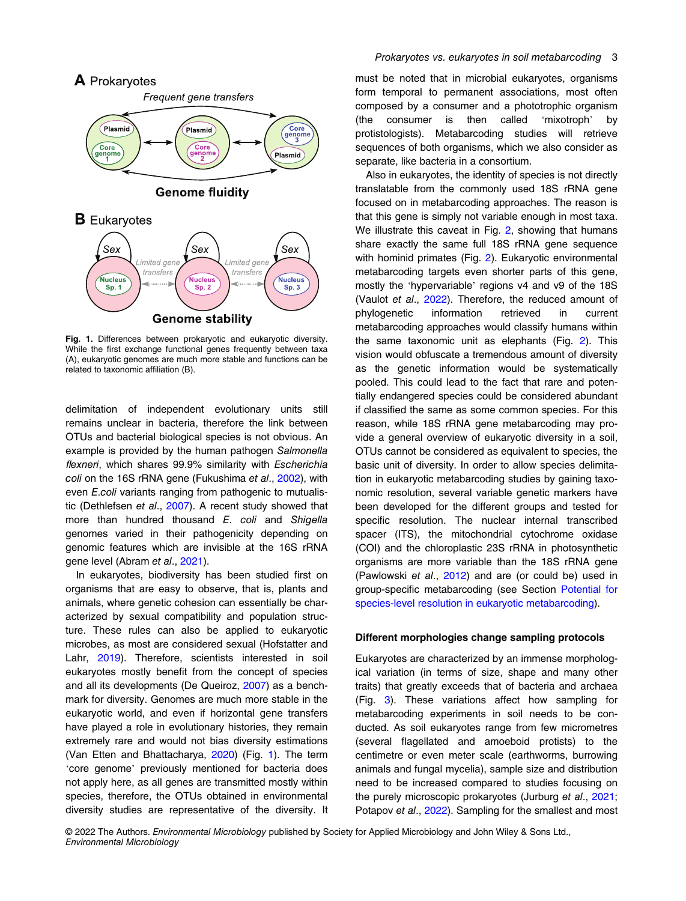**Fig. 1.** Differences between prokaryotic and eukaryotic diversity. While the first exchange functional genes frequently between taxa (A), eukaryotic genomes are much more stable and functions can be related to taxonomic affiliation (B).

delimitation of independent evolutionary units still remains unclear in bacteria, therefore the link between OTUs and bacterial biological species is not obvious. An example is provided by the human pathogen *Salmonella flexneri*, which shares 99.9% similarity with *Escherichia coli* on the 16S rRNA gene (Fukushima *et al*., 2002), with even *E.coli* variants ranging from pathogenic to mutualistic (Dethlefsen *et al*., 2007). A recent study showed that more than hundred thousand *E. coli* and *Shigella* genomes varied in their pathogenicity depending on genomic features which are invisible at the 16S rRNA gene level (Abram *et al*., 2021).

In eukaryotes, biodiversity has been studied first on organisms that are easy to observe, that is, plants and animals, where genetic cohesion can essentially be characterized by sexual compatibility and population structure. These rules can also be applied to eukaryotic microbes, as most are considered sexual (Hofstatter and Lahr, 2019). Therefore, scientists interested in soil eukaryotes mostly benefit from the concept of species and all its developments (De Queiroz, 2007) as a benchmark for diversity. Genomes are much more stable in the eukaryotic world, and even if horizontal gene transfers have played a role in evolutionary histories, they remain extremely rare and would not bias diversity estimations (Van Etten and Bhattacharya, 2020) (Fig. 1). The term 'core genome' previously mentioned for bacteria does not apply here, as all genes are transmitted mostly within species, therefore, the OTUs obtained in environmental diversity studies are representative of the diversity. It must be noted that in microbial eukaryotes, organisms form temporal to permanent associations, most often composed by a consumer and a phototrophic organism (the consumer is then called 'mixotroph' by protistologists). Metabarcoding studies will retrieve sequences of both organisms, which we also consider as separate, like bacteria in a consortium.

Also in eukaryotes, the identity of species is not directly translatable from the commonly used 18S rRNA gene focused on in metabarcoding approaches. The reason is that this gene is simply not variable enough in most taxa. We illustrate this caveat in Fig. 2, showing that humans share exactly the same full 18S rRNA gene sequence with hominid primates (Fig. 2). Eukaryotic environmental metabarcoding targets even shorter parts of this gene, mostly the 'hypervariable' regions v4 and v9 of the 18S (Vaulot *et al*., 2022). Therefore, the reduced amount of phylogenetic information retrieved in current metabarcoding approaches would classify humans within the same taxonomic unit as elephants (Fig. 2). This vision would obfuscate a tremendous amount of diversity as the genetic information would be systematically pooled. This could lead to the fact that rare and potentially endangered species could be considered abundant if classified the same as some common species. For this reason, while 18S rRNA gene metabarcoding may provide a general overview of eukaryotic diversity in a soil, OTUs cannot be considered as equivalent to species, the basic unit of diversity. In order to allow species delimitation in eukaryotic metabarcoding studies by gaining taxonomic resolution, several variable genetic markers have been developed for the different groups and tested for specific resolution. The nuclear internal transcribed spacer (ITS), the mitochondrial cytochrome oxidase (COI) and the chloroplastic 23S rRNA in photosynthetic organisms are more variable than the 18S rRNA gene (Pawlowski *et al*., 2012) and are (or could be) used in group-specific metabarcoding (see Section Potential for species-level resolution in eukaryotic metabarcoding).

### Different morphologies change sampling protocols

Eukaryotes are characterized by an immense morphological variation (in terms of size, shape and many other traits) that greatly exceeds that of bacteria and archaea (Fig. 3). These variations affect how sampling for metabarcoding experiments in soil needs to be conducted. As soil eukaryotes range from few micrometres (several flagellated and amoeboid protists) to the centimetre or even meter scale (earthworms, burrowing animals and fungal mycelia), sample size and distribution need to be increased compared to studies focusing on the purely microscopic prokaryotes (Jurburg *et al*., 2021; Potapov *et al*., 2022). Sampling for the smallest and most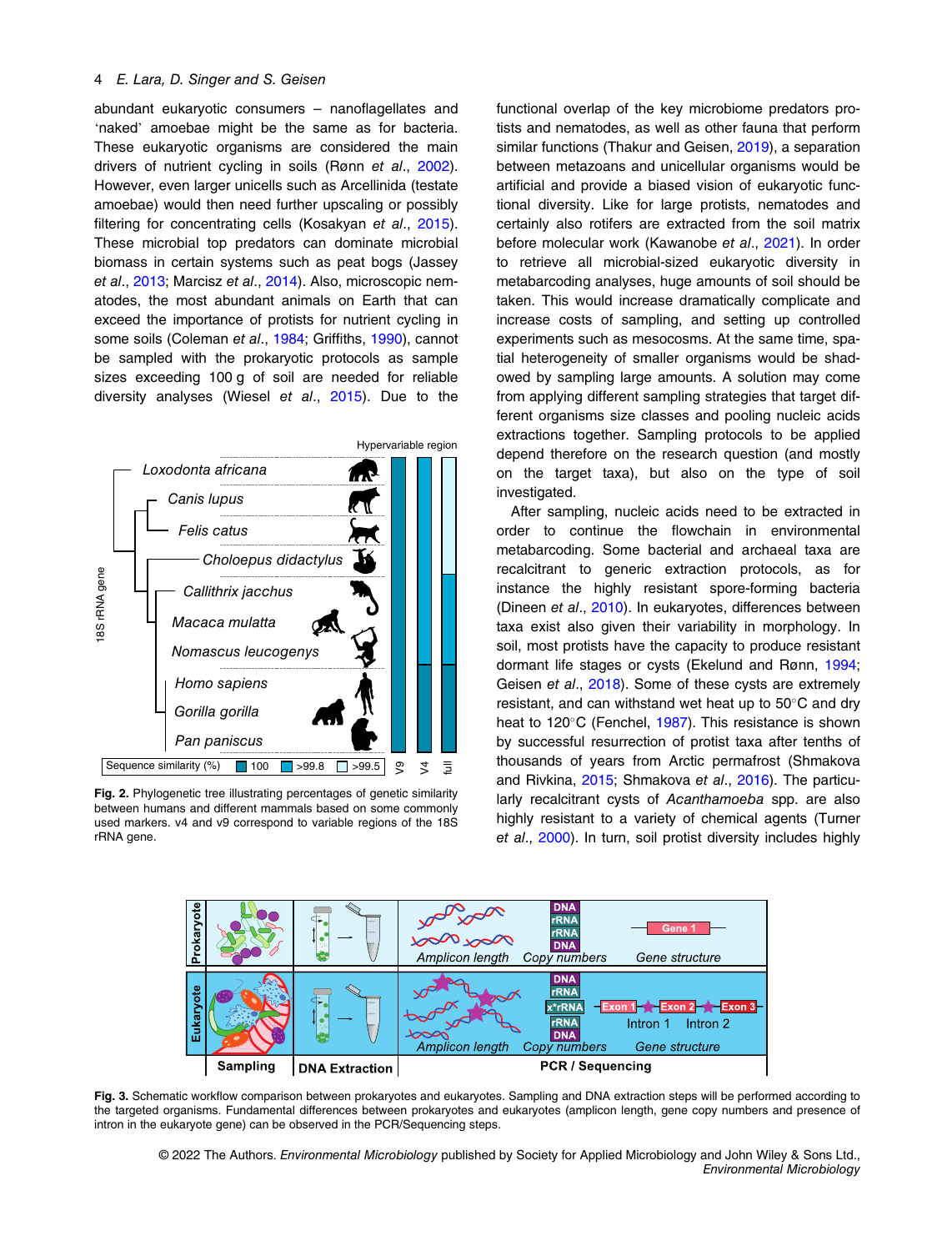abundant eukaryotic consumers – nanoflagellates and 'naked' amoebae might be the same as for bacteria. These eukaryotic organisms are considered the main drivers of nutrient cycling in soils (Rønn *et al*., 2002). However, even larger unicells such as Arcellinida (testate amoebae) would then need further upscaling or possibly filtering for concentrating cells (Kosakyan *et al*., 2015). These microbial top predators can dominate microbial biomass in certain systems such as peat bogs (Jassey *et al*., 2013; Marcisz *et al*., 2014). Also, microscopic nematodes, the most abundant animals on Earth that can exceed the importance of protists for nutrient cycling in some soils (Coleman *et al*., 1984; Griffiths, 1990), cannot be sampled with the prokaryotic protocols as sample sizes exceeding 100 g of soil are needed for reliable diversity analyses (Wiesel *et al*., 2015). Due to the functional overlap of the key microbiome predators protists and nematodes, as well as other fauna that perform similar functions (Thakur and Geisen, 2019), a separation between metazoans and unicellular organisms would be artificial and provide a biased vision of eukaryotic functional diversity. Like for large protists, nematodes and certainly also rotifers are extracted from the soil matrix before molecular work (Kawanobe *et al*., 2021). In order to retrieve all microbial-sized eukaryotic diversity in metabarcoding analyses, huge amounts of soil should be taken. This would increase dramatically complicate and increase costs of sampling, and setting up controlled experiments such as mesocosms. At the same time, spatial heterogeneity of smaller organisms would be shadowed by sampling large amounts. A solution may come from applying different sampling strategies that target different organisms size classes and pooling nucleic acids extractions together. Sampling protocols to be applied depend therefore on the research question (and mostly on the target taxa), but also on the type of soil investigated.

After sampling, nucleic acids need to be extracted in order to continue the flowchain in environmental metabarcoding. Some bacterial and archaeal taxa are recalcitrant to generic extraction protocols, as for instance the highly resistant spore-forming bacteria (Dineen *et al*., 2010). In eukaryotes, differences between taxa exist also given their variability in morphology. In soil, most protists have the capacity to produce resistant dormant life stages or cysts (Ekelund and Rønn, 1994; Geisen *et al*., 2018). Some of these cysts are extremely resistant, and can withstand wet heat up to 50°C and dry heat to 120°C (Fenchel, 1987). This resistance is shown by successful resurrection of protist taxa after tenths of thousands of years from Arctic permafrost (Shmakova and Rivkina, 2015; Shmakova *et al*., 2016). The particularly recalcitrant cysts of *Acanthamoeba* spp. are also highly resistant to a variety of chemical agents (Turner *et al*., 2000). In turn, soil protist diversity includes highly

**Fig. 2.** Phylogenetic tree illustrating percentages of genetic similarity between humans and different mammals based on some commonly used markers. v4 and v9 correspond to variable regions of the 18S rRNA gene.

**Fig. 3.** Schematic workflow comparison between prokaryotes and eukaryotes. Sampling and DNA extraction steps will be performed according to the targeted organisms. Fundamental differences between prokaryotes and eukaryotes (amplicon length, gene copy numbers and presence of intron in the eukaryote gene) can be observed in the PCR/Sequencing steps.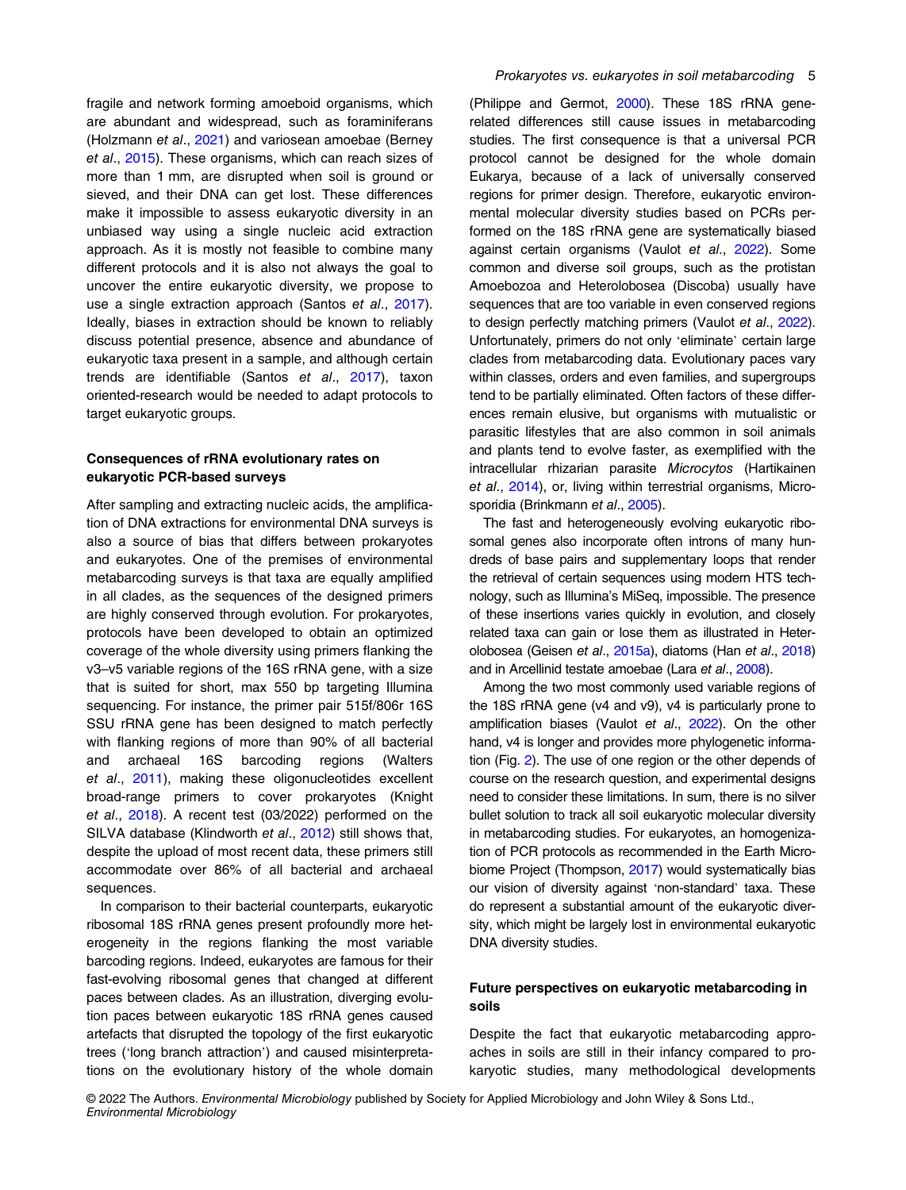fragile and network forming amoeboid organisms, which are abundant and widespread, such as foraminiferans (Holzmann *et al*., 2021) and variosean amoebae (Berney *et al*., 2015). These organisms, which can reach sizes of more than 1 mm, are disrupted when soil is ground or sieved, and their DNA can get lost. These differences make it impossible to assess eukaryotic diversity in an unbiased way using a single nucleic acid extraction approach. As it is mostly not feasible to combine many different protocols and it is also not always the goal to uncover the entire eukaryotic diversity, we propose to use a single extraction approach (Santos *et al*., 2017). Ideally, biases in extraction should be known to reliably discuss potential presence, absence and abundance of eukaryotic taxa present in a sample, and although certain trends are identifiable (Santos *et al*., 2017), taxon oriented-research would be needed to adapt protocols to target eukaryotic groups.

### Consequences of rRNA evolutionary rates on eukaryotic PCR-based surveys

After sampling and extracting nucleic acids, the amplification of DNA extractions for environmental DNA surveys is also a source of bias that differs between prokaryotes and eukaryotes. One of the premises of environmental metabarcoding surveys is that taxa are equally amplified in all clades, as the sequences of the designed primers are highly conserved through evolution. For prokaryotes, protocols have been developed to obtain an optimized coverage of the whole diversity using primers flanking the v3–v5 variable regions of the 16S rRNA gene, with a size that is suited for short, max 550 bp targeting Illumina sequencing. For instance, the primer pair 515f/806r 16S SSU rRNA gene has been designed to match perfectly with flanking regions of more than 90% of all bacterial and archaeal 16S barcoding regions (Walters *et al*., 2011), making these oligonucleotides excellent broad-range primers to cover prokaryotes (Knight *et al*., 2018). A recent test (03/2022) performed on the SILVA database (Klindworth *et al*., 2012) still shows that, despite the upload of most recent data, these primers still accommodate over 86% of all bacterial and archaeal sequences.

In comparison to their bacterial counterparts, eukaryotic ribosomal 18S rRNA genes present profoundly more heterogeneity in the regions flanking the most variable barcoding regions. Indeed, eukaryotes are famous for their fast-evolving ribosomal genes that changed at different paces between clades. As an illustration, diverging evolution paces between eukaryotic 18S rRNA genes caused artefacts that disrupted the topology of the first eukaryotic trees ('long branch attraction') and caused misinterpretations on the evolutionary history of the whole domain (Philippe and Germot, 2000). These 18S rRNA gene-related differences still cause issues in metabarcoding studies. The first consequence is that a universal PCR protocol cannot be designed for the whole domain Eukarya, because of a lack of universally conserved regions for primer design. Therefore, eukaryotic environmental molecular diversity studies based on PCRs performed on the 18S rRNA gene are systematically biased against certain organisms (Vaulot *et al*., 2022). Some common and diverse soil groups, such as the protistan Amoebozoa and Heterolobosea (Discoba) usually have sequences that are too variable in even conserved regions to design perfectly matching primers (Vaulot *et al*., 2022). Unfortunately, primers do not only 'eliminate' certain large clades from metabarcoding data. Evolutionary paces vary within classes, orders and even families, and supergroups tend to be partially eliminated. Often factors of these differences remain elusive, but organisms with mutualistic or parasitic lifestyles that are also common in soil animals and plants tend to evolve faster, as exemplified with the intracellular rhizarian parasite *Microcytos* (Hartikainen *et al*., 2014), or, living within terrestrial organisms, Microsporidia (Brinkmann *et al*., 2005).

The fast and heterogeneously evolving eukaryotic ribosomal genes also incorporate often introns of many hundreds of base pairs and supplementary loops that render the retrieval of certain sequences using modern HTS technology, such as Illumina's MiSeq, impossible. The presence of these insertions varies quickly in evolution, and closely related taxa can gain or lose them as illustrated in Heterolobosea (Geisen *et al*., 2015a), diatoms (Han *et al*., 2018) and in Arcellinid testate amoebae (Lara *et al*., 2008).

Among the two most commonly used variable regions of the 18S rRNA gene (v4 and v9), v4 is particularly prone to amplification biases (Vaulot *et al*., 2022). On the other hand, v4 is longer and provides more phylogenetic information (Fig. 2). The use of one region or the other depends of course on the research question, and experimental designs need to consider these limitations. In sum, there is no silver bullet solution to track all soil eukaryotic molecular diversity in metabarcoding studies. For eukaryotes, an homogenization of PCR protocols as recommended in the Earth Microbiome Project (Thompson, 2017) would systematically bias our vision of diversity against 'non-standard' taxa. These do represent a substantial amount of the eukaryotic diversity, which might be largely lost in environmental eukaryotic DNA diversity studies.

### Future perspectives on eukaryotic metabarcoding in soils

Despite the fact that eukaryotic metabarcoding approaches in soils are still in their infancy compared to prokaryotic studies, many methodological developments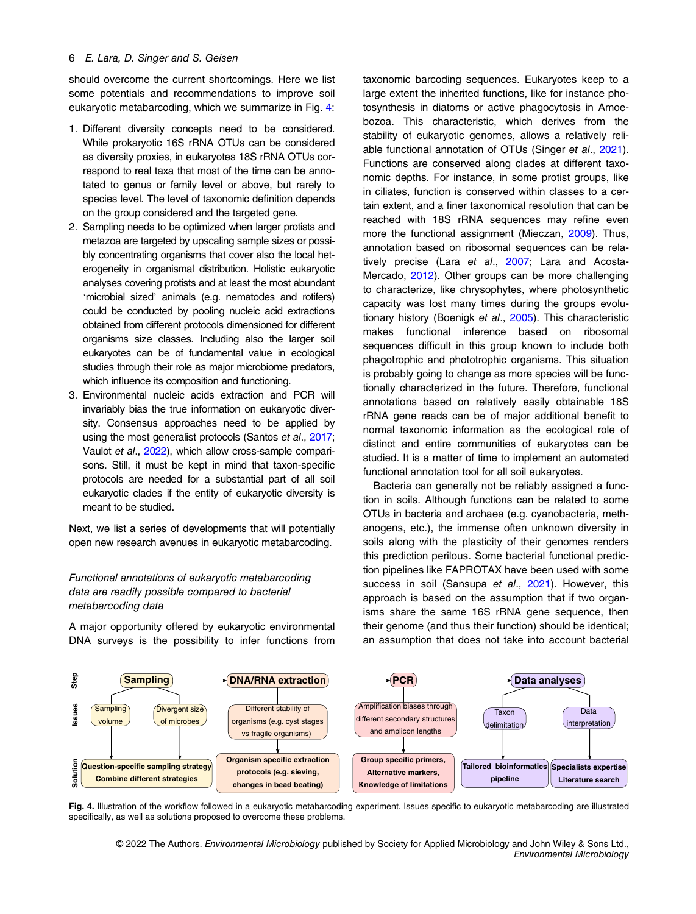should overcome the current shortcomings. Here we list some potentials and recommendations to improve soil eukaryotic metabarcoding, which we summarize in Fig. 4:

1. Different diversity concepts need to be considered. While prokaryotic 16S rRNA OTUs can be considered as diversity proxies, in eukaryotes 18S rRNA OTUs correspond to real taxa that most of the time can be annotated to genus or family level or above, but rarely to species level. The level of taxonomic definition depends on the group considered and the targeted gene.
2. Sampling needs to be optimized when larger protists and metazoa are targeted by upscaling sample sizes or possibly concentrating organisms that cover also the local heterogeneity in organismal distribution. Holistic eukaryotic analyses covering protists and at least the most abundant 'microbial sized' animals (e.g. nematodes and rotifers) could be conducted by pooling nucleic acid extractions obtained from different protocols dimensioned for different organisms size classes. Including also the larger soil eukaryotes can be of fundamental value in ecological studies through their role as major microbiome predators, which influence its composition and functioning.
3. Environmental nucleic acids extraction and PCR will invariably bias the true information on eukaryotic diversity. Consensus approaches need to be applied by using the most generalist protocols (Santos *et al*., 2017; Vaulot *et al*., 2022), which allow cross-sample comparisons. Still, it must be kept in mind that taxon-specific protocols are needed for a substantial part of all soil eukaryotic clades if the entity of eukaryotic diversity is meant to be studied.

Next, we list a series of developments that will potentially open new research avenues in eukaryotic metabarcoding.

### *Functional annotations of eukaryotic metabarcoding data are readily possible compared to bacterial metabarcoding data*

A major opportunity offered by eukaryotic environmental DNA surveys is the possibility to infer functions from taxonomic barcoding sequences. Eukaryotes keep to a large extent the inherited functions, like for instance photosynthesis in diatoms or active phagocytosis in Amoebozoa. This characteristic, which derives from the stability of eukaryotic genomes, allows a relatively reliable functional annotation of OTUs (Singer *et al*., 2021). Functions are conserved along clades at different taxonomic depths. For instance, in some protist groups, like in ciliates, function is conserved within classes to a certain extent, and a finer taxonomical resolution that can be reached with 18S rRNA sequences may refine even more the functional assignment (Mieczan, 2009). Thus, annotation based on ribosomal sequences can be relatively precise (Lara *et al*., 2007; Lara and Acosta-Mercado, 2012). Other groups can be more challenging to characterize, like chrysophytes, where photosynthetic capacity was lost many times during the groups evolutionary history (Boenigk *et al*., 2005). This characteristic makes functional inference based on ribosomal sequences difficult in this group known to include both phagotrophic and phototrophic organisms. This situation is probably going to change as more species will be functionally characterized in the future. Therefore, functional annotations based on relatively easily obtainable 18S rRNA gene reads can be of major additional benefit to normal taxonomic information as the ecological role of distinct and entire communities of eukaryotes can be studied. It is a matter of time to implement an automated functional annotation tool for all soil eukaryotes.

Bacteria can generally not be reliably assigned a function in soils. Although functions can be related to some OTUs in bacteria and archaea (e.g. cyanobacteria, methanogens, etc.), the immense often unknown diversity in soils along with the plasticity of their genomes renders this prediction perilous. Some bacterial functional prediction pipelines like FAPROTAX have been used with some success in soil (Sansupa *et al*., 2021). However, this approach is based on the assumption that if two organisms share the same 16S rRNA gene sequence, then their genome (and thus their function) should be identical; an assumption that does not take into account bacterial

| Step | Sampling | | DNA/RNA extraction | PCR | Data analyses | |
|---|---|---|---|---|---|---|
| Issues | Sampling volume | Divergent size of microbes | Different stability of organisms (e.g. cyst stages vs fragile organisms) | Amplification biases through different secondary structures and amplicon lengths | Taxon delimitation | Data interpretation |
| Solution | **Question-specific sampling strategy Combine different strategies** | | **Organism specific extraction protocols (e.g. sieving, changes in bead beating)** | **Group specific primers, Alternative markers, Knowledge of limitations** | **Tailored bioinformatics pipeline** | **Specialists expertise Literature search** |

**Fig. 4.** Illustration of the workflow followed in a eukaryotic metabarcoding experiment. Issues specific to eukaryotic metabarcoding are illustrated specifically, as well as solutions proposed to overcome these problems.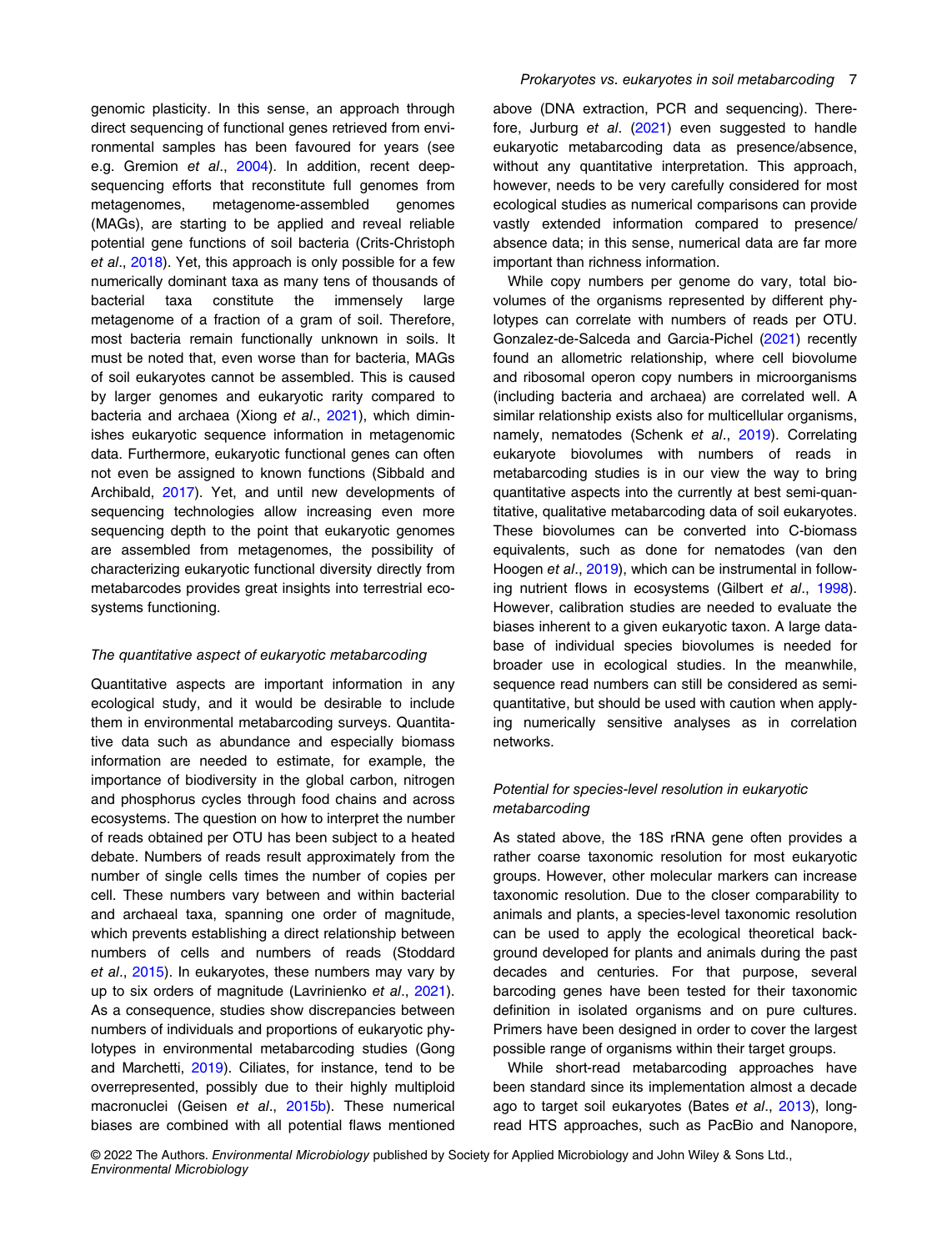genomic plasticity. In this sense, an approach through direct sequencing of functional genes retrieved from environmental samples has been favoured for years (see e.g. Gremion *et al*., 2004). In addition, recent deep-sequencing efforts that reconstitute full genomes from metagenomes, metagenome-assembled genomes (MAGs), are starting to be applied and reveal reliable potential gene functions of soil bacteria (Crits-Christoph *et al*., 2018). Yet, this approach is only possible for a few numerically dominant taxa as many tens of thousands of bacterial taxa constitute the immensely large metagenome of a fraction of a gram of soil. Therefore, most bacteria remain functionally unknown in soils. It must be noted that, even worse than for bacteria, MAGs of soil eukaryotes cannot be assembled. This is caused by larger genomes and eukaryotic rarity compared to bacteria and archaea (Xiong *et al*., 2021), which diminishes eukaryotic sequence information in metagenomic data. Furthermore, eukaryotic functional genes can often not even be assigned to known functions (Sibbald and Archibald, 2017). Yet, and until new developments of sequencing technologies allow increasing even more sequencing depth to the point that eukaryotic genomes are assembled from metagenomes, the possibility of characterizing eukaryotic functional diversity directly from metabarcodes provides great insights into terrestrial ecosystems functioning.

### *The quantitative aspect of eukaryotic metabarcoding*

Quantitative aspects are important information in any ecological study, and it would be desirable to include them in environmental metabarcoding surveys. Quantitative data such as abundance and especially biomass information are needed to estimate, for example, the importance of biodiversity in the global carbon, nitrogen and phosphorus cycles through food chains and across ecosystems. The question on how to interpret the number of reads obtained per OTU has been subject to a heated debate. Numbers of reads result approximately from the number of single cells times the number of copies per cell. These numbers vary between and within bacterial and archaeal taxa, spanning one order of magnitude, which prevents establishing a direct relationship between numbers of cells and numbers of reads (Stoddard *et al*., 2015). In eukaryotes, these numbers may vary by up to six orders of magnitude (Lavrinienko *et al*., 2021). As a consequence, studies show discrepancies between numbers of individuals and proportions of eukaryotic phylotypes in environmental metabarcoding studies (Gong and Marchetti, 2019). Ciliates, for instance, tend to be overrepresented, possibly due to their highly multiploid macronuclei (Geisen *et al*., 2015b). These numerical biases are combined with all potential flaws mentioned above (DNA extraction, PCR and sequencing). Therefore, Jurburg *et al*. (2021) even suggested to handle eukaryotic metabarcoding data as presence/absence, without any quantitative interpretation. This approach, however, needs to be very carefully considered for most ecological studies as numerical comparisons can provide vastly extended information compared to presence/absence data; in this sense, numerical data are far more important than richness information.

While copy numbers per genome do vary, total biovolumes of the organisms represented by different phylotypes can correlate with numbers of reads per OTU. Gonzalez-de-Salceda and Garcia-Pichel (2021) recently found an allometric relationship, where cell biovolume and ribosomal operon copy numbers in microorganisms (including bacteria and archaea) are correlated well. A similar relationship exists also for multicellular organisms, namely, nematodes (Schenk *et al*., 2019). Correlating eukaryote biovolumes with numbers of reads in metabarcoding studies is in our view the way to bring quantitative aspects into the currently at best semi-quantitative, qualitative metabarcoding data of soil eukaryotes. These biovolumes can be converted into C-biomass equivalents, such as done for nematodes (van den Hoogen *et al*., 2019), which can be instrumental in following nutrient flows in ecosystems (Gilbert *et al*., 1998). However, calibration studies are needed to evaluate the biases inherent to a given eukaryotic taxon. A large database of individual species biovolumes is needed for broader use in ecological studies. In the meanwhile, sequence read numbers can still be considered as semi-quantitative, but should be used with caution when applying numerically sensitive analyses as in correlation networks.

### *Potential for species-level resolution in eukaryotic metabarcoding*

As stated above, the 18S rRNA gene often provides a rather coarse taxonomic resolution for most eukaryotic groups. However, other molecular markers can increase taxonomic resolution. Due to the closer comparability to animals and plants, a species-level taxonomic resolution can be used to apply the ecological theoretical background developed for plants and animals during the past decades and centuries. For that purpose, several barcoding genes have been tested for their taxonomic definition in isolated organisms and on pure cultures. Primers have been designed in order to cover the largest possible range of organisms within their target groups.

While short-read metabarcoding approaches have been standard since its implementation almost a decade ago to target soil eukaryotes (Bates *et al*., 2013), long-read HTS approaches, such as PacBio and Nanopore,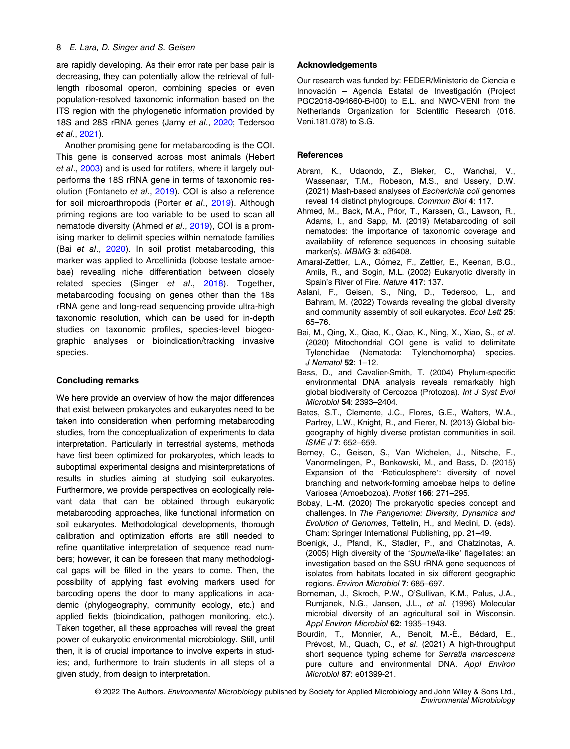are rapidly developing. As their error rate per base pair is decreasing, they can potentially allow the retrieval of full-length ribosomal operon, combining species or even population-resolved taxonomic information based on the ITS region with the phylogenetic information provided by 18S and 28S rRNA genes (Jamy *et al*., 2020; Tedersoo *et al*., 2021).

Another promising gene for metabarcoding is the COI. This gene is conserved across most animals (Hebert *et al*., 2003) and is used for rotifers, where it largely outperforms the 18S rRNA gene in terms of taxonomic resolution (Fontaneto *et al*., 2019). COI is also a reference for soil microarthropods (Porter *et al*., 2019). Although priming regions are too variable to be used to scan all nematode diversity (Ahmed *et al*., 2019), COI is a promising marker to delimit species within nematode families (Bai *et al*., 2020). In soil protist metabarcoding, this marker was applied to Arcellinida (lobose testate amoebae) revealing niche differentiation between closely related species (Singer *et al*., 2018). Together, metabarcoding focusing on genes other than the 18s rRNA gene and long-read sequencing provide ultra-high taxonomic resolution, which can be used for in-depth studies on taxonomic profiles, species-level biogeographic analyses or bioindication/tracking invasive species.

## Concluding remarks

We here provide an overview of how the major differences that exist between prokaryotes and eukaryotes need to be taken into consideration when performing metabarcoding studies, from the conceptualization of experiments to data interpretation. Particularly in terrestrial systems, methods have first been optimized for prokaryotes, which leads to suboptimal experimental designs and misinterpretations of results in studies aiming at studying soil eukaryotes. Furthermore, we provide perspectives on ecologically relevant data that can be obtained through eukaryotic metabarcoding approaches, like functional information on soil eukaryotes. Methodological developments, thorough calibration and optimization efforts are still needed to refine quantitative interpretation of sequence read numbers; however, it can be foreseen that many methodological gaps will be filled in the years to come. Then, the possibility of applying fast evolving markers used for barcoding opens the door to many applications in academic (phylogeography, community ecology, etc.) and applied fields (bioindication, pathogen monitoring, etc.). Taken together, all these approaches will reveal the great power of eukaryotic environmental microbiology. Still, until then, it is of crucial importance to involve experts in studies; and, furthermore to train students in all steps of a given study, from design to interpretation.

## Acknowledgements

Our research was funded by: FEDER/Ministerio de Ciencia e Innovación – Agencia Estatal de Investigación (Project PGC2018-094660-B-I00) to E.L. and NWO-VENI from the Netherlands Organization for Scientific Research (016.Veni.181.078) to S.G.

## References

Abram, K., Udaondo, Z., Bleker, C., Wanchai, V., Wassenaar, T.M., Robeson, M.S., and Ussery, D.W. (2021) Mash-based analyses of *Escherichia coli* genomes reveal 14 distinct phylogroups. *Commun Biol* **4**: 117.

Ahmed, M., Back, M.A., Prior, T., Karssen, G., Lawson, R., Adams, I., and Sapp, M. (2019) Metabarcoding of soil nematodes: the importance of taxonomic coverage and availability of reference sequences in choosing suitable marker(s). *MBMG* **3**: e36408.

Amaral-Zettler, L.A., Gómez, F., Zettler, E., Keenan, B.G., Amils, R., and Sogin, M.L. (2002) Eukaryotic diversity in Spain's River of Fire. *Nature* **417**: 137.

Aslani, F., Geisen, S., Ning, D., Tedersoo, L., and Bahram, M. (2022) Towards revealing the global diversity and community assembly of soil eukaryotes. *Ecol Lett* **25**: 65–76.

Bai, M., Qing, X., Qiao, K., Qiao, K., Ning, X., Xiao, S., *et al*. (2020) Mitochondrial COI gene is valid to delimitate Tylenchidae (Nematoda: Tylenchomorpha) species. *J Nematol* **52**: 1–12.

Bass, D., and Cavalier-Smith, T. (2004) Phylum-specific environmental DNA analysis reveals remarkably high global biodiversity of Cercozoa (Protozoa). *Int J Syst Evol Microbiol* **54**: 2393–2404.

Bates, S.T., Clemente, J.C., Flores, G.E., Walters, W.A., Parfrey, L.W., Knight, R., and Fierer, N. (2013) Global biogeography of highly diverse protistan communities in soil. *ISME J* **7**: 652–659.

Berney, C., Geisen, S., Van Wichelen, J., Nitsche, F., Vanormelingen, P., Bonkowski, M., and Bass, D. (2015) Expansion of the 'Reticulosphere': diversity of novel branching and network-forming amoebae helps to define Variosea (Amoebozoa). *Protist* **166**: 271–295.

Bobay, L.-M. (2020) The prokaryotic species concept and challenges. In *The Pangenome: Diversity, Dynamics and Evolution of Genomes*, Tettelin, H., and Medini, D. (eds). Cham: Springer International Publishing, pp. 21–49.

Boenigk, J., Pfandl, K., Stadler, P., and Chatzinotas, A. (2005) High diversity of the '*Spumella*-like' flagellates: an investigation based on the SSU rRNA gene sequences of isolates from habitats located in six different geographic regions. *Environ Microbiol* **7**: 685–697.

Borneman, J., Skroch, P.W., O'Sullivan, K.M., Palus, J.A., Rumjanek, N.G., Jansen, J.L., *et al*. (1996) Molecular microbial diversity of an agricultural soil in Wisconsin. *Appl Environ Microbiol* **62**: 1935–1943.

Bourdin, T., Monnier, A., Benoit, M.-È., Bédard, E., Prévost, M., Quach, C., *et al*. (2021) A high-throughput short sequence typing scheme for *Serratia marcescens* pure culture and environmental DNA. *Appl Environ Microbiol* **87**: e01399-21.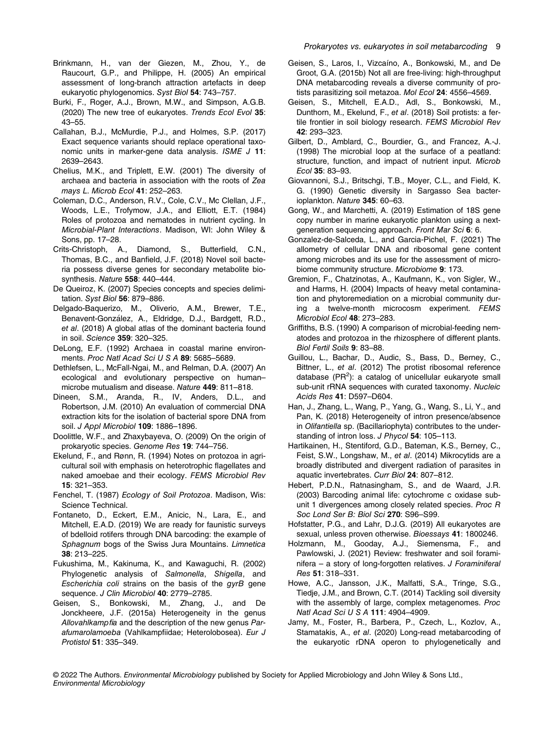Brinkmann, H., van der Giezen, M., Zhou, Y., de Raucourt, G.P., and Philippe, H. (2005) An empirical assessment of long-branch attraction artefacts in deep eukaryotic phylogenomics. *Syst Biol* **54**: 743–757.

Burki, F., Roger, A.J., Brown, M.W., and Simpson, A.G.B. (2020) The new tree of eukaryotes. *Trends Ecol Evol* **35**: 43–55.

Callahan, B.J., McMurdie, P.J., and Holmes, S.P. (2017) Exact sequence variants should replace operational taxonomic units in marker-gene data analysis. *ISME J* **11**: 2639–2643.

Chelius, M.K., and Triplett, E.W. (2001) The diversity of archaea and bacteria in association with the roots of *Zea mays* L. *Microb Ecol* **41**: 252–263.

Coleman, D.C., Anderson, R.V., Cole, C.V., Mc Clellan, J.F., Woods, L.E., Trofymow, J.A., and Elliott, E.T. (1984) Roles of protozoa and nematodes in nutrient cycling. In *Microbial-Plant Interactions*. Madison, WI: John Wiley & Sons, pp. 17–28.

Crits-Christoph, A., Diamond, S., Butterfield, C.N., Thomas, B.C., and Banfield, J.F. (2018) Novel soil bacteria possess diverse genes for secondary metabolite biosynthesis. *Nature* **558**: 440–444.

De Queiroz, K. (2007) Species concepts and species delimitation. *Syst Biol* **56**: 879–886.

Delgado-Baquerizo, M., Oliverio, A.M., Brewer, T.E., Benavent-González, A., Eldridge, D.J., Bardgett, R.D., *et al*. (2018) A global atlas of the dominant bacteria found in soil. *Science* **359**: 320–325.

DeLong, E.F. (1992) Archaea in coastal marine environments. *Proc Natl Acad Sci U S A* **89**: 5685–5689.

Dethlefsen, L., McFall-Ngai, M., and Relman, D.A. (2007) An ecological and evolutionary perspective on human–microbe mutualism and disease. *Nature* **449**: 811–818.

Dineen, S.M., Aranda, R., IV, Anders, D.L., and Robertson, J.M. (2010) An evaluation of commercial DNA extraction kits for the isolation of bacterial spore DNA from soil. *J Appl Microbiol* **109**: 1886–1896.

Doolittle, W.F., and Zhaxybayeva, O. (2009) On the origin of prokaryotic species. *Genome Res* **19**: 744–756.

Ekelund, F., and Rønn, R. (1994) Notes on protozoa in agricultural soil with emphasis on heterotrophic flagellates and naked amoebae and their ecology. *FEMS Microbiol Rev* **15**: 321–353.

Fenchel, T. (1987) *Ecology of Soil Protozoa*. Madison, Wis: Science Technical.

Fontaneto, D., Eckert, E.M., Anicic, N., Lara, E., and Mitchell, E.A.D. (2019) We are ready for faunistic surveys of bdelloid rotifers through DNA barcoding: the example of *Sphagnum* bogs of the Swiss Jura Mountains. *Limnetica* **38**: 213–225.

Fukushima, M., Kakinuma, K., and Kawaguchi, R. (2002) Phylogenetic analysis of *Salmonella*, *Shigella*, and *Escherichia coli* strains on the basis of the *gyrB* gene sequence. *J Clin Microbiol* **40**: 2779–2785.

Geisen, S., Bonkowski, M., Zhang, J., and De Jonckheere, J.F. (2015a) Heterogeneity in the genus *Allovahlkampfia* and the description of the new genus *Parafumarolamoeba* (Vahlkampfiidae; Heterolobosea). *Eur J Protistol* **51**: 335–349.

Geisen, S., Laros, I., Vizcaíno, A., Bonkowski, M., and De Groot, G.A. (2015b) Not all are free-living: high-throughput DNA metabarcoding reveals a diverse community of protists parasitizing soil metazoa. *Mol Ecol* **24**: 4556–4569.

Geisen, S., Mitchell, E.A.D., Adl, S., Bonkowski, M., Dunthorn, M., Ekelund, F., *et al*. (2018) Soil protists: a fertile frontier in soil biology research. *FEMS Microbiol Rev* **42**: 293–323.

Gilbert, D., Amblard, C., Bourdier, G., and Francez, A.-J. (1998) The microbial loop at the surface of a peatland: structure, function, and impact of nutrient input. *Microb Ecol* **35**: 83–93.

Giovannoni, S.J., Britschgi, T.B., Moyer, C.L., and Field, K. G. (1990) Genetic diversity in Sargasso Sea bacterioplankton. *Nature* **345**: 60–63.

Gong, W., and Marchetti, A. (2019) Estimation of 18S gene copy number in marine eukaryotic plankton using a next-generation sequencing approach. *Front Mar Sci* **6**: 6.

Gonzalez-de-Salceda, L., and Garcia-Pichel, F. (2021) The allometry of cellular DNA and ribosomal gene content among microbes and its use for the assessment of microbiome community structure. *Microbiome* **9**: 173.

Gremion, F., Chatzinotas, A., Kaufmann, K., von Sigler, W., and Harms, H. (2004) Impacts of heavy metal contamination and phytoremediation on a microbial community during a twelve-month microcosm experiment. *FEMS Microbiol Ecol* **48**: 273–283.

Griffiths, B.S. (1990) A comparison of microbial-feeding nematodes and protozoa in the rhizosphere of different plants. *Biol Fertil Soils* **9**: 83–88.

Guillou, L., Bachar, D., Audic, S., Bass, D., Berney, C., Bittner, L., *et al*. (2012) The protist ribosomal reference database ($PR^2$): a catalog of unicellular eukaryote small sub-unit rRNA sequences with curated taxonomy. *Nucleic Acids Res* **41**: D597–D604.

Han, J., Zhang, L., Wang, P., Yang, G., Wang, S., Li, Y., and Pan, K. (2018) Heterogeneity of intron presence/absence in *Olifantiella* sp. (Bacillariophyta) contributes to the understanding of intron loss. *J Phycol* **54**: 105–113.

Hartikainen, H., Stentiford, G.D., Bateman, K.S., Berney, C., Feist, S.W., Longshaw, M., *et al*. (2014) Mikrocytids are a broadly distributed and divergent radiation of parasites in aquatic invertebrates. *Curr Biol* **24**: 807–812.

Hebert, P.D.N., Ratnasingham, S., and de Waard, J.R. (2003) Barcoding animal life: cytochrome c oxidase subunit 1 divergences among closely related species. *Proc R Soc Lond Ser B: Biol Sci* **270**: S96–S99.

Hofstatter, P.G., and Lahr, D.J.G. (2019) All eukaryotes are sexual, unless proven otherwise. *Bioessays* **41**: 1800246.

Holzmann, M., Gooday, A.J., Siemensma, F., and Pawlowski, J. (2021) Review: freshwater and soil foraminifera – a story of long-forgotten relatives. *J Foraminiferal Res* **51**: 318–331.

Howe, A.C., Jansson, J.K., Malfatti, S.A., Tringe, S.G., Tiedje, J.M., and Brown, C.T. (2014) Tackling soil diversity with the assembly of large, complex metagenomes. *Proc Natl Acad Sci U S A* **111**: 4904–4909.

Jamy, M., Foster, R., Barbera, P., Czech, L., Kozlov, A., Stamatakis, A., *et al*. (2020) Long-read metabarcoding of the eukaryotic rDNA operon to phylogenetically and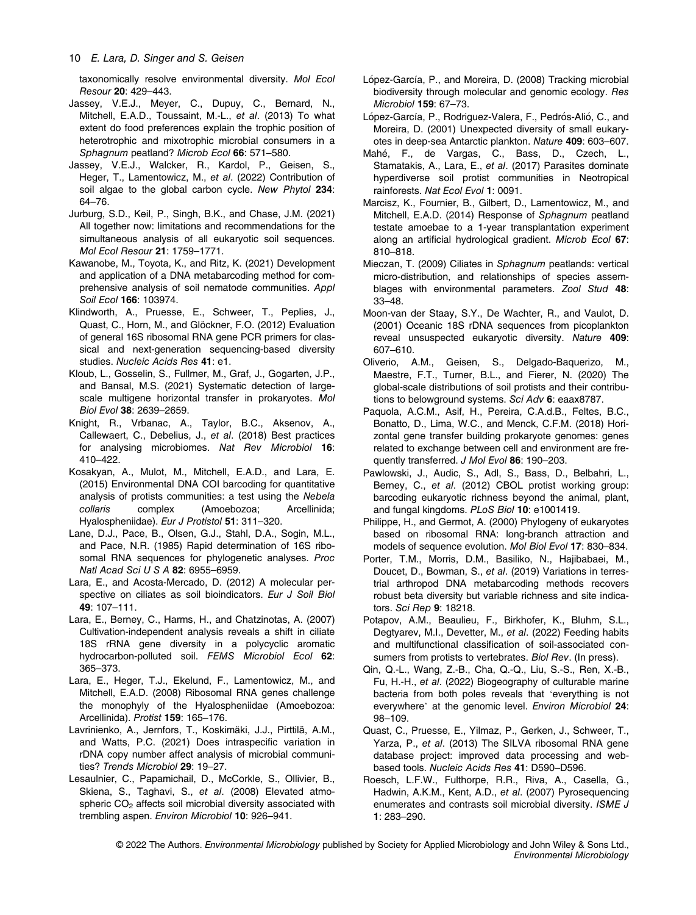taxonomically resolve environmental diversity. *Mol Ecol Resour* **20**: 429–443.

Jassey, V.E.J., Meyer, C., Dupuy, C., Bernard, N., Mitchell, E.A.D., Toussaint, M.-L., *et al*. (2013) To what extent do food preferences explain the trophic position of heterotrophic and mixotrophic microbial consumers in a *Sphagnum* peatland? *Microb Ecol* **66**: 571–580.

Jassey, V.E.J., Walcker, R., Kardol, P., Geisen, S., Heger, T., Lamentowicz, M., *et al*. (2022) Contribution of soil algae to the global carbon cycle. *New Phytol* **234**: 64–76.

Jurburg, S.D., Keil, P., Singh, B.K., and Chase, J.M. (2021) All together now: limitations and recommendations for the simultaneous analysis of all eukaryotic soil sequences. *Mol Ecol Resour* **21**: 1759–1771.

Kawanobe, M., Toyota, K., and Ritz, K. (2021) Development and application of a DNA metabarcoding method for comprehensive analysis of soil nematode communities. *Appl Soil Ecol* **166**: 103974.

Klindworth, A., Pruesse, E., Schweer, T., Peplies, J., Quast, C., Horn, M., and Glöckner, F.O. (2012) Evaluation of general 16S ribosomal RNA gene PCR primers for classical and next-generation sequencing-based diversity studies. *Nucleic Acids Res* **41**: e1.

Kloub, L., Gosselin, S., Fullmer, M., Graf, J., Gogarten, J.P., and Bansal, M.S. (2021) Systematic detection of large-scale multigene horizontal transfer in prokaryotes. *Mol Biol Evol* **38**: 2639–2659.

Knight, R., Vrbanac, A., Taylor, B.C., Aksenov, A., Callewaert, C., Debelius, J., *et al*. (2018) Best practices for analysing microbiomes. *Nat Rev Microbiol* **16**: 410–422.

Kosakyan, A., Mulot, M., Mitchell, E.A.D., and Lara, E. (2015) Environmental DNA COI barcoding for quantitative analysis of protists communities: a test using the *Nebela collaris* complex (Amoebozoa; Arcellinida; Hyalospheniidae). *Eur J Protistol* **51**: 311–320.

Lane, D.J., Pace, B., Olsen, G.J., Stahl, D.A., Sogin, M.L., and Pace, N.R. (1985) Rapid determination of 16S ribosomal RNA sequences for phylogenetic analyses. *Proc Natl Acad Sci U S A* **82**: 6955–6959.

Lara, E., and Acosta-Mercado, D. (2012) A molecular perspective on ciliates as soil bioindicators. *Eur J Soil Biol* **49**: 107–111.

Lara, E., Berney, C., Harms, H., and Chatzinotas, A. (2007) Cultivation-independent analysis reveals a shift in ciliate 18S rRNA gene diversity in a polycyclic aromatic hydrocarbon-polluted soil. *FEMS Microbiol Ecol* **62**: 365–373.

Lara, E., Heger, T.J., Ekelund, F., Lamentowicz, M., and Mitchell, E.A.D. (2008) Ribosomal RNA genes challenge the monophyly of the Hyalospheniidae (Amoebozoa: Arcellinida). *Protist* **159**: 165–176.

Lavrinienko, A., Jernfors, T., Koskimäki, J.J., Pirttilä, A.M., and Watts, P.C. (2021) Does intraspecific variation in rDNA copy number affect analysis of microbial communities? *Trends Microbiol* **29**: 19–27.

Lesaulnier, C., Papamichail, D., McCorkle, S., Ollivier, B., Skiena, S., Taghavi, S., *et al*. (2008) Elevated atmospheric $CO_2$ affects soil microbial diversity associated with trembling aspen. *Environ Microbiol* **10**: 926–941.

López-García, P., and Moreira, D. (2008) Tracking microbial biodiversity through molecular and genomic ecology. *Res Microbiol* **159**: 67–73.

López-García, P., Rodriguez-Valera, F., Pedrós-Alió, C., and Moreira, D. (2001) Unexpected diversity of small eukaryotes in deep-sea Antarctic plankton. *Nature* **409**: 603–607.

Mahé, F., de Vargas, C., Bass, D., Czech, L., Stamatakis, A., Lara, E., *et al*. (2017) Parasites dominate hyperdiverse soil protist communities in Neotropical rainforests. *Nat Ecol Evol* **1**: 0091.

Marcisz, K., Fournier, B., Gilbert, D., Lamentowicz, M., and Mitchell, E.A.D. (2014) Response of *Sphagnum* peatland testate amoebae to a 1-year transplantation experiment along an artificial hydrological gradient. *Microb Ecol* **67**: 810–818.

Mieczan, T. (2009) Ciliates in *Sphagnum* peatlands: vertical micro-distribution, and relationships of species assemblages with environmental parameters. *Zool Stud* **48**: 33–48.

Moon-van der Staay, S.Y., De Wachter, R., and Vaulot, D. (2001) Oceanic 18S rDNA sequences from picoplankton reveal unsuspected eukaryotic diversity. *Nature* **409**: 607–610.

Oliverio, A.M., Geisen, S., Delgado-Baquerizo, M., Maestre, F.T., Turner, B.L., and Fierer, N. (2020) The global-scale distributions of soil protists and their contributions to belowground systems. *Sci Adv* **6**: eaax8787.

Paquola, A.C.M., Asif, H., Pereira, C.A.d.B., Feltes, B.C., Bonatto, D., Lima, W.C., and Menck, C.F.M. (2018) Horizontal gene transfer building prokaryote genomes: genes related to exchange between cell and environment are frequently transferred. *J Mol Evol* **86**: 190–203.

Pawlowski, J., Audic, S., Adl, S., Bass, D., Belbahri, L., Berney, C., *et al*. (2012) CBOL protist working group: barcoding eukaryotic richness beyond the animal, plant, and fungal kingdoms. *PLoS Biol* **10**: e1001419.

Philippe, H., and Germot, A. (2000) Phylogeny of eukaryotes based on ribosomal RNA: long-branch attraction and models of sequence evolution. *Mol Biol Evol* **17**: 830–834.

Porter, T.M., Morris, D.M., Basiliko, N., Hajibabaei, M., Doucet, D., Bowman, S., *et al*. (2019) Variations in terrestrial arthropod DNA metabarcoding methods recovers robust beta diversity but variable richness and site indicators. *Sci Rep* **9**: 18218.

Potapov, A.M., Beaulieu, F., Birkhofer, K., Bluhm, S.L., Degtyarev, M.I., Devetter, M., *et al*. (2022) Feeding habits and multifunctional classification of soil-associated consumers from protists to vertebrates. *Biol Rev*. (In press).

Qin, Q.-L., Wang, Z.-B., Cha, Q.-Q., Liu, S.-S., Ren, X.-B., Fu, H.-H., *et al*. (2022) Biogeography of culturable marine bacteria from both poles reveals that 'everything is not everywhere' at the genomic level. *Environ Microbiol* **24**: 98–109.

Quast, C., Pruesse, E., Yilmaz, P., Gerken, J., Schweer, T., Yarza, P., *et al*. (2013) The SILVA ribosomal RNA gene database project: improved data processing and web-based tools. *Nucleic Acids Res* **41**: D590–D596.

Roesch, L.F.W., Fulthorpe, R.R., Riva, A., Casella, G., Hadwin, A.K.M., Kent, A.D., *et al*. (2007) Pyrosequencing enumerates and contrasts soil microbial diversity. *ISME J* **1**: 283–290.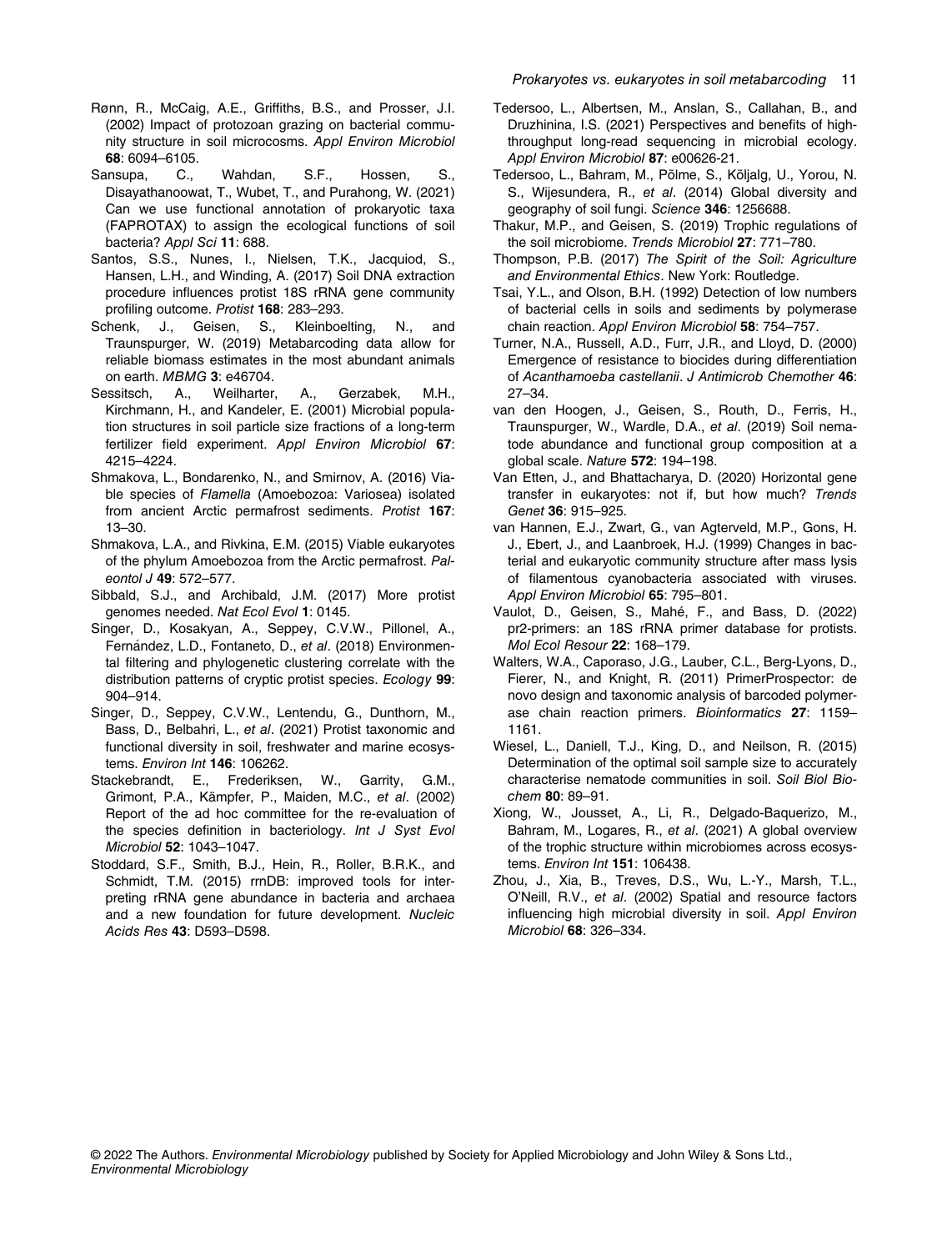Rønn, R., McCaig, A.E., Griffiths, B.S., and Prosser, J.I. (2002) Impact of protozoan grazing on bacterial community structure in soil microcosms. *Appl Environ Microbiol* **68**: 6094–6105.

Sansupa, C., Wahdan, S.F., Hossen, S., Disayathanoowat, T., Wubet, T., and Purahong, W. (2021) Can we use functional annotation of prokaryotic taxa (FAPROTAX) to assign the ecological functions of soil bacteria? *Appl Sci* **11**: 688.

Santos, S.S., Nunes, I., Nielsen, T.K., Jacquiod, S., Hansen, L.H., and Winding, A. (2017) Soil DNA extraction procedure influences protist 18S rRNA gene community profiling outcome. *Protist* **168**: 283–293.

Schenk, J., Geisen, S., Kleinboelting, N., and Traunspurger, W. (2019) Metabarcoding data allow for reliable biomass estimates in the most abundant animals on earth. *MBMG* **3**: e46704.

Sessitsch, A., Weilharter, A., Gerzabek, M.H., Kirchmann, H., and Kandeler, E. (2001) Microbial population structures in soil particle size fractions of a long-term fertilizer field experiment. *Appl Environ Microbiol* **67**: 4215–4224.

Shmakova, L., Bondarenko, N., and Smirnov, A. (2016) Viable species of *Flamella* (Amoebozoa: Variosea) isolated from ancient Arctic permafrost sediments. *Protist* **167**: 13–30.

Shmakova, L.A., and Rivkina, E.M. (2015) Viable eukaryotes of the phylum Amoebozoa from the Arctic permafrost. *Paleontol J* **49**: 572–577.

Sibbald, S.J., and Archibald, J.M. (2017) More protist genomes needed. *Nat Ecol Evol* **1**: 0145.

Singer, D., Kosakyan, A., Seppey, C.V.W., Pillonel, A., Fernández, L.D., Fontaneto, D., *et al*. (2018) Environmental filtering and phylogenetic clustering correlate with the distribution patterns of cryptic protist species. *Ecology* **99**: 904–914.

Singer, D., Seppey, C.V.W., Lentendu, G., Dunthorn, M., Bass, D., Belbahri, L., *et al*. (2021) Protist taxonomic and functional diversity in soil, freshwater and marine ecosystems. *Environ Int* **146**: 106262.

Stackebrandt, E., Frederiksen, W., Garrity, G.M., Grimont, P.A., Kämpfer, P., Maiden, M.C., *et al*. (2002) Report of the ad hoc committee for the re-evaluation of the species definition in bacteriology. *Int J Syst Evol Microbiol* **52**: 1043–1047.

Stoddard, S.F., Smith, B.J., Hein, R., Roller, B.R.K., and Schmidt, T.M. (2015) rrnDB: improved tools for interpreting rRNA gene abundance in bacteria and archaea and a new foundation for future development. *Nucleic Acids Res* **43**: D593–D598.

Tedersoo, L., Albertsen, M., Anslan, S., Callahan, B., and Druzhinina, I.S. (2021) Perspectives and benefits of high-throughput long-read sequencing in microbial ecology. *Appl Environ Microbiol* **87**: e00626-21.

Tedersoo, L., Bahram, M., Põlme, S., Kõljalg, U., Yorou, N. S., Wijesundera, R., *et al*. (2014) Global diversity and geography of soil fungi. *Science* **346**: 1256688.

Thakur, M.P., and Geisen, S. (2019) Trophic regulations of the soil microbiome. *Trends Microbiol* **27**: 771–780.

Thompson, P.B. (2017) *The Spirit of the Soil: Agriculture and Environmental Ethics*. New York: Routledge.

Tsai, Y.L., and Olson, B.H. (1992) Detection of low numbers of bacterial cells in soils and sediments by polymerase chain reaction. *Appl Environ Microbiol* **58**: 754–757.

Turner, N.A., Russell, A.D., Furr, J.R., and Lloyd, D. (2000) Emergence of resistance to biocides during differentiation of *Acanthamoeba castellanii*. *J Antimicrob Chemother* **46**: 27–34.

van den Hoogen, J., Geisen, S., Routh, D., Ferris, H., Traunspurger, W., Wardle, D.A., *et al*. (2019) Soil nematode abundance and functional group composition at a global scale. *Nature* **572**: 194–198.

Van Etten, J., and Bhattacharya, D. (2020) Horizontal gene transfer in eukaryotes: not if, but how much? *Trends Genet* **36**: 915–925.

van Hannen, E.J., Zwart, G., van Agterveld, M.P., Gons, H. J., Ebert, J., and Laanbroek, H.J. (1999) Changes in bacterial and eukaryotic community structure after mass lysis of filamentous cyanobacteria associated with viruses. *Appl Environ Microbiol* **65**: 795–801.

Vaulot, D., Geisen, S., Mahé, F., and Bass, D. (2022) pr2-primers: an 18S rRNA primer database for protists. *Mol Ecol Resour* **22**: 168–179.

Walters, W.A., Caporaso, J.G., Lauber, C.L., Berg-Lyons, D., Fierer, N., and Knight, R. (2011) PrimerProspector: de novo design and taxonomic analysis of barcoded polymerase chain reaction primers. *Bioinformatics* **27**: 1159–1161.

Wiesel, L., Daniell, T.J., King, D., and Neilson, R. (2015) Determination of the optimal soil sample size to accurately characterise nematode communities in soil. *Soil Biol Biochem* **80**: 89–91.

Xiong, W., Jousset, A., Li, R., Delgado-Baquerizo, M., Bahram, M., Logares, R., *et al*. (2021) A global overview of the trophic structure within microbiomes across ecosystems. *Environ Int* **151**: 106438.

Zhou, J., Xia, B., Treves, D.S., Wu, L.-Y., Marsh, T.L., O'Neill, R.V., *et al*. (2002) Spatial and resource factors influencing high microbial diversity in soil. *Appl Environ Microbiol* **68**: 326–334.